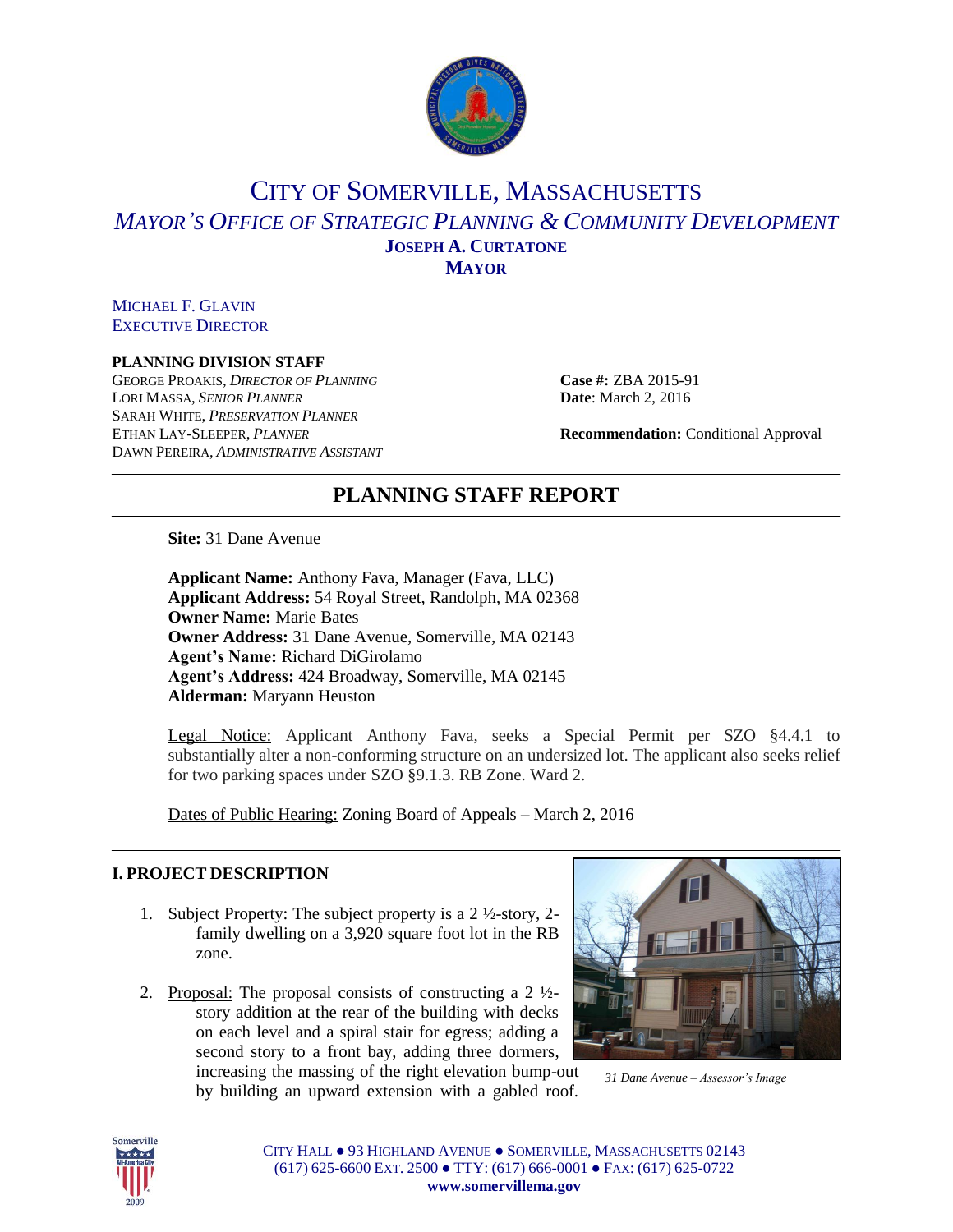# CITY OF SOMERVILLE, MASSACHUSETTS

*MAYOR'S OFFICE OF STRATEGIC PLANNING & COMMUNITY DEVELOPMENT*

**JOSEPH A. CURTATONE**
**MAYOR**

MICHAEL F. GLAVIN
EXECUTIVE DIRECTOR

**PLANNING DIVISION STAFF**
GEORGE PROAKIS, *DIRECTOR OF PLANNING*
LORI MASSA, *SENIOR PLANNER*
SARAH WHITE, *PRESERVATION PLANNER*
ETHAN LAY-SLEEPER, *PLANNER*
DAWN PEREIRA, *ADMINISTRATIVE ASSISTANT*

**Case #:** ZBA 2015-91
**Date**: March 2, 2016

**Recommendation:** Conditional Approval

## PLANNING STAFF REPORT

**Site:** 31 Dane Avenue

**Applicant Name:** Anthony Fava, Manager (Fava, LLC)
**Applicant Address:** 54 Royal Street, Randolph, MA 02368
**Owner Name:** Marie Bates
**Owner Address:** 31 Dane Avenue, Somerville, MA 02143
**Agent's Name:** Richard DiGirolamo
**Agent's Address:** 424 Broadway, Somerville, MA 02145
**Alderman:** Maryann Heuston

Legal Notice: Applicant Anthony Fava, seeks a Special Permit per SZO §4.4.1 to substantially alter a non-conforming structure on an undersized lot. The applicant also seeks relief for two parking spaces under SZO §9.1.3. RB Zone. Ward 2.

Dates of Public Hearing: Zoning Board of Appeals – March 2, 2016

### I. PROJECT DESCRIPTION

1. Subject Property: The subject property is a 2 ½-story, 2-family dwelling on a 3,920 square foot lot in the RB zone.

2. Proposal: The proposal consists of constructing a 2 ½-story addition at the rear of the building with decks on each level and a spiral stair for egress; adding a second story to a front bay, adding three dormers, increasing the massing of the right elevation bump-out by building an upward extension with a gabled roof.

*31 Dane Avenue – Assessor's Image*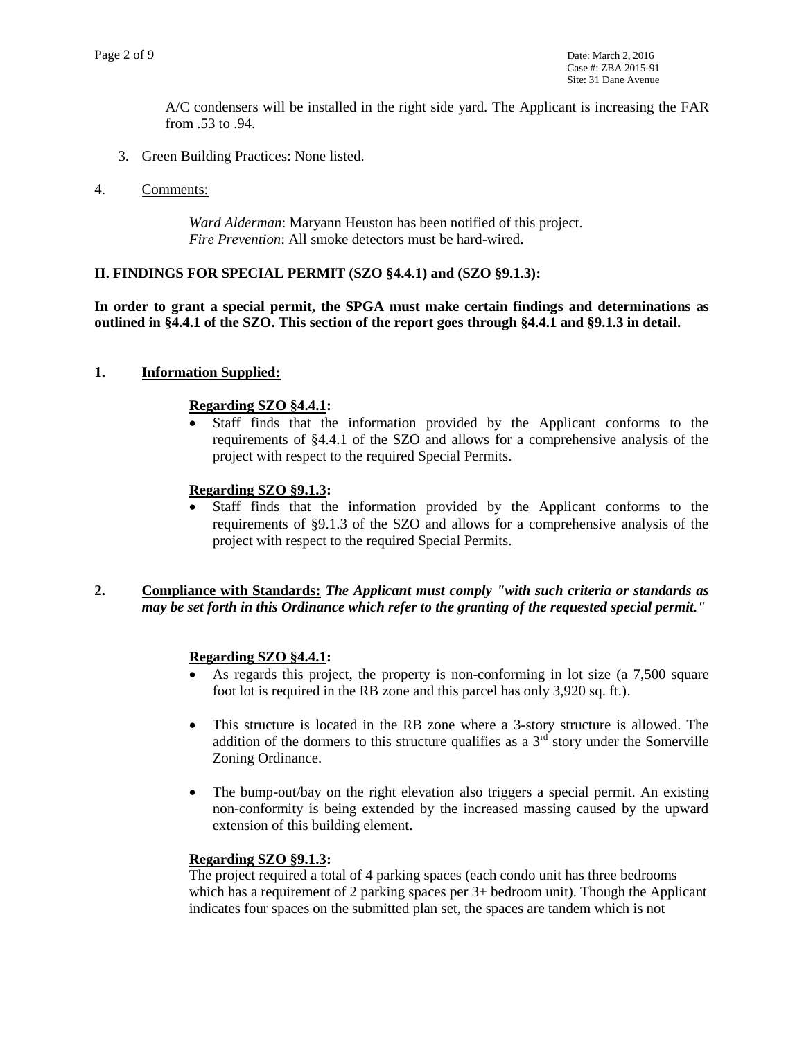A/C condensers will be installed in the right side yard. The Applicant is increasing the FAR from .53 to .94.

3. Green Building Practices: None listed.

4. Comments:

   *Ward Alderman*: Maryann Heuston has been notified of this project.
   *Fire Prevention*: All smoke detectors must be hard-wired.

## II. FINDINGS FOR SPECIAL PERMIT (SZO §4.4.1) and (SZO §9.1.3):

**In order to grant a special permit, the SPGA must make certain findings and determinations as outlined in §4.4.1 of the SZO. This section of the report goes through §4.4.1 and §9.1.3 in detail.**

### 1. Information Supplied:

**Regarding SZO §4.4.1:**

- Staff finds that the information provided by the Applicant conforms to the requirements of §4.4.1 of the SZO and allows for a comprehensive analysis of the project with respect to the required Special Permits.

**Regarding SZO §9.1.3:**

- Staff finds that the information provided by the Applicant conforms to the requirements of §9.1.3 of the SZO and allows for a comprehensive analysis of the project with respect to the required Special Permits.

### 2. Compliance with Standards: *The Applicant must comply "with such criteria or standards as may be set forth in this Ordinance which refer to the granting of the requested special permit."*

**Regarding SZO §4.4.1:**

- As regards this project, the property is non-conforming in lot size (a 7,500 square foot lot is required in the RB zone and this parcel has only 3,920 sq. ft.).

- This structure is located in the RB zone where a 3-story structure is allowed. The addition of the dormers to this structure qualifies as a 3rd story under the Somerville Zoning Ordinance.

- The bump-out/bay on the right elevation also triggers a special permit. An existing non-conformity is being extended by the increased massing caused by the upward extension of this building element.

**Regarding SZO §9.1.3:**

The project required a total of 4 parking spaces (each condo unit has three bedrooms which has a requirement of 2 parking spaces per 3+ bedroom unit). Though the Applicant indicates four spaces on the submitted plan set, the spaces are tandem which is not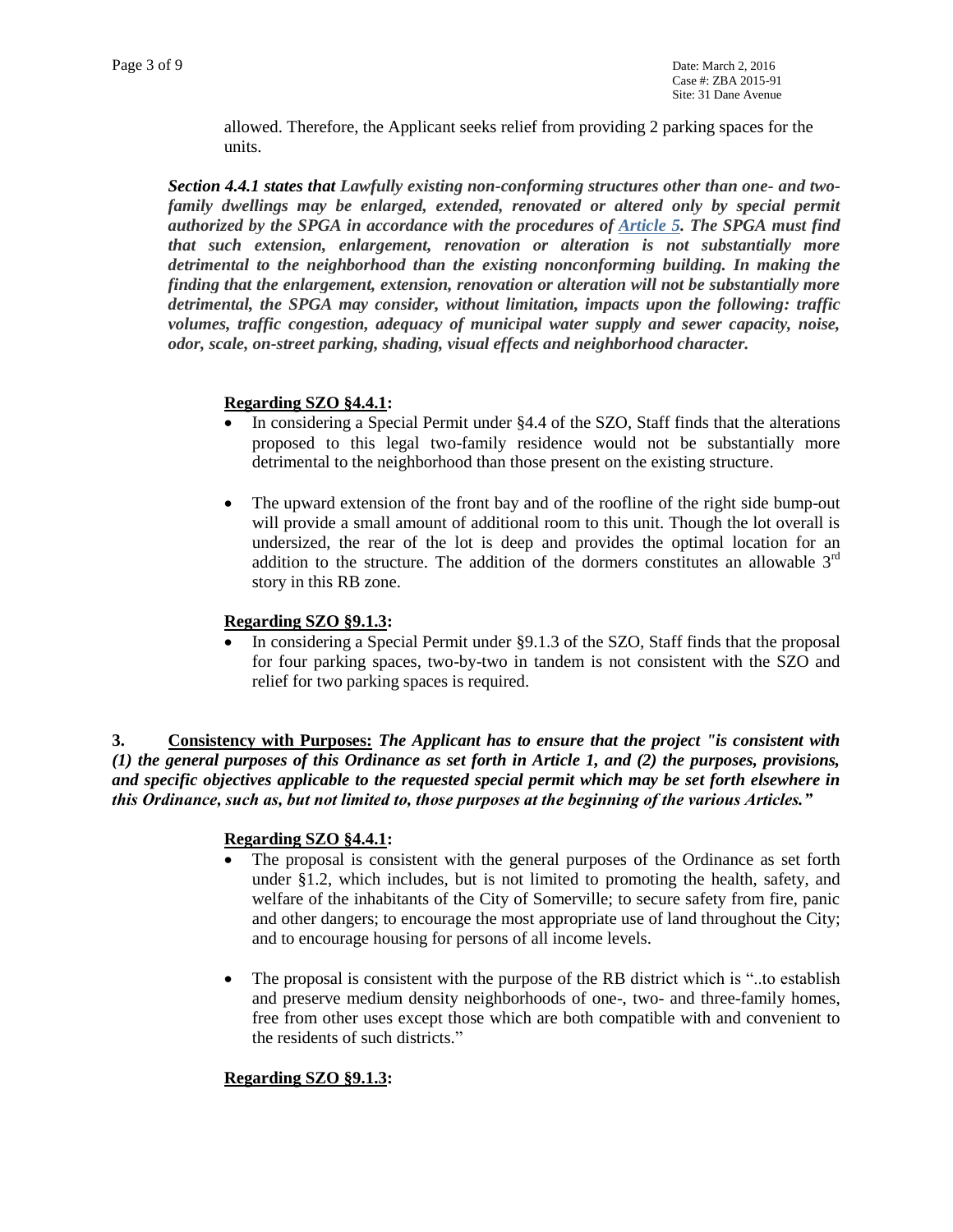allowed. Therefore, the Applicant seeks relief from providing 2 parking spaces for the units.

***Section 4.4.1 states that** Lawfully existing non-conforming structures other than one- and two-family dwellings may be enlarged, extended, renovated or altered only by special permit authorized by the SPGA in accordance with the procedures of [Article 5](). The SPGA must find that such extension, enlargement, renovation or alteration is not substantially more detrimental to the neighborhood than the existing nonconforming building. In making the finding that the enlargement, extension, renovation or alteration will not be substantially more detrimental, the SPGA may consider, without limitation, impacts upon the following: traffic volumes, traffic congestion, adequacy of municipal water supply and sewer capacity, noise, odor, scale, on-street parking, shading, visual effects and neighborhood character.*

**Regarding SZO §4.4.1:**

- In considering a Special Permit under §4.4 of the SZO, Staff finds that the alterations proposed to this legal two-family residence would not be substantially more detrimental to the neighborhood than those present on the existing structure.
- The upward extension of the front bay and of the roofline of the right side bump-out will provide a small amount of additional room to this unit. Though the lot overall is undersized, the rear of the lot is deep and provides the optimal location for an addition to the structure. The addition of the dormers constitutes an allowable 3rd story in this RB zone.

**Regarding SZO §9.1.3:**

- In considering a Special Permit under §9.1.3 of the SZO, Staff finds that the proposal for four parking spaces, two-by-two in tandem is not consistent with the SZO and relief for two parking spaces is required.

**3. Consistency with Purposes:** ***The Applicant has to ensure that the project "is consistent with (1) the general purposes of this Ordinance as set forth in Article 1, and (2) the purposes, provisions, and specific objectives applicable to the requested special permit which may be set forth elsewhere in this Ordinance, such as, but not limited to, those purposes at the beginning of the various Articles."***

**Regarding SZO §4.4.1:**

- The proposal is consistent with the general purposes of the Ordinance as set forth under §1.2, which includes, but is not limited to promoting the health, safety, and welfare of the inhabitants of the City of Somerville; to secure safety from fire, panic and other dangers; to encourage the most appropriate use of land throughout the City; and to encourage housing for persons of all income levels.
- The proposal is consistent with the purpose of the RB district which is "..to establish and preserve medium density neighborhoods of one-, two- and three-family homes, free from other uses except those which are both compatible with and convenient to the residents of such districts."

**Regarding SZO §9.1.3:**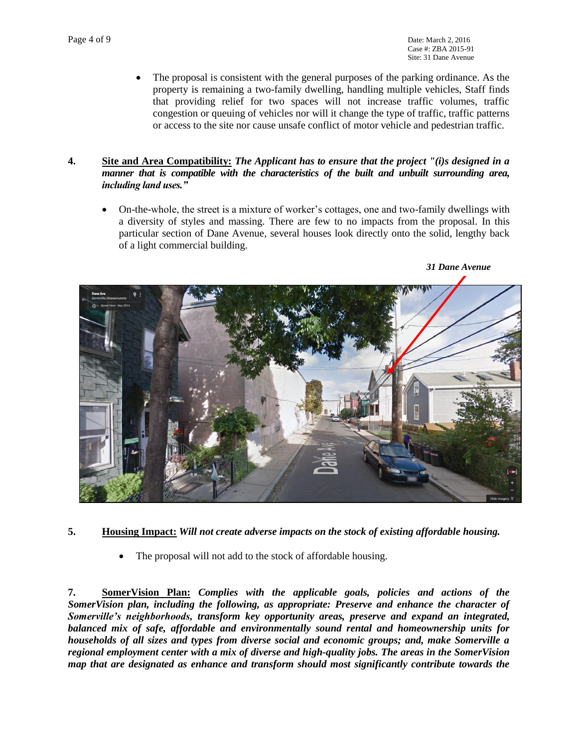- The proposal is consistent with the general purposes of the parking ordinance. As the property is remaining a two-family dwelling, handling multiple vehicles, Staff finds that providing relief for two spaces will not increase traffic volumes, traffic congestion or queuing of vehicles nor will it change the type of traffic, traffic patterns or access to the site nor cause unsafe conflict of motor vehicle and pedestrian traffic.

4. **Site and Area Compatibility:** ***The Applicant has to ensure that the project "(i)s designed in a manner that is compatible with the characteristics of the built and unbuilt surrounding area, including land uses."***

- On-the-whole, the street is a mixture of worker's cottages, one and two-family dwellings with a diversity of styles and massing. There are few to no impacts from the proposal. In this particular section of Dane Avenue, several houses look directly onto the solid, lengthy back of a light commercial building.

***31 Dane Avenue***

5. **Housing Impact:** ***Will not create adverse impacts on the stock of existing affordable housing.***

- The proposal will not add to the stock of affordable housing.

7. **SomerVision Plan:** ***Complies with the applicable goals, policies and actions of the SomerVision plan, including the following, as appropriate: Preserve and enhance the character of Somerville's neighborhoods, transform key opportunity areas, preserve and expand an integrated, balanced mix of safe, affordable and environmentally sound rental and homeownership units for households of all sizes and types from diverse social and economic groups; and, make Somerville a regional employment center with a mix of diverse and high-quality jobs. The areas in the SomerVision map that are designated as enhance and transform should most significantly contribute towards the***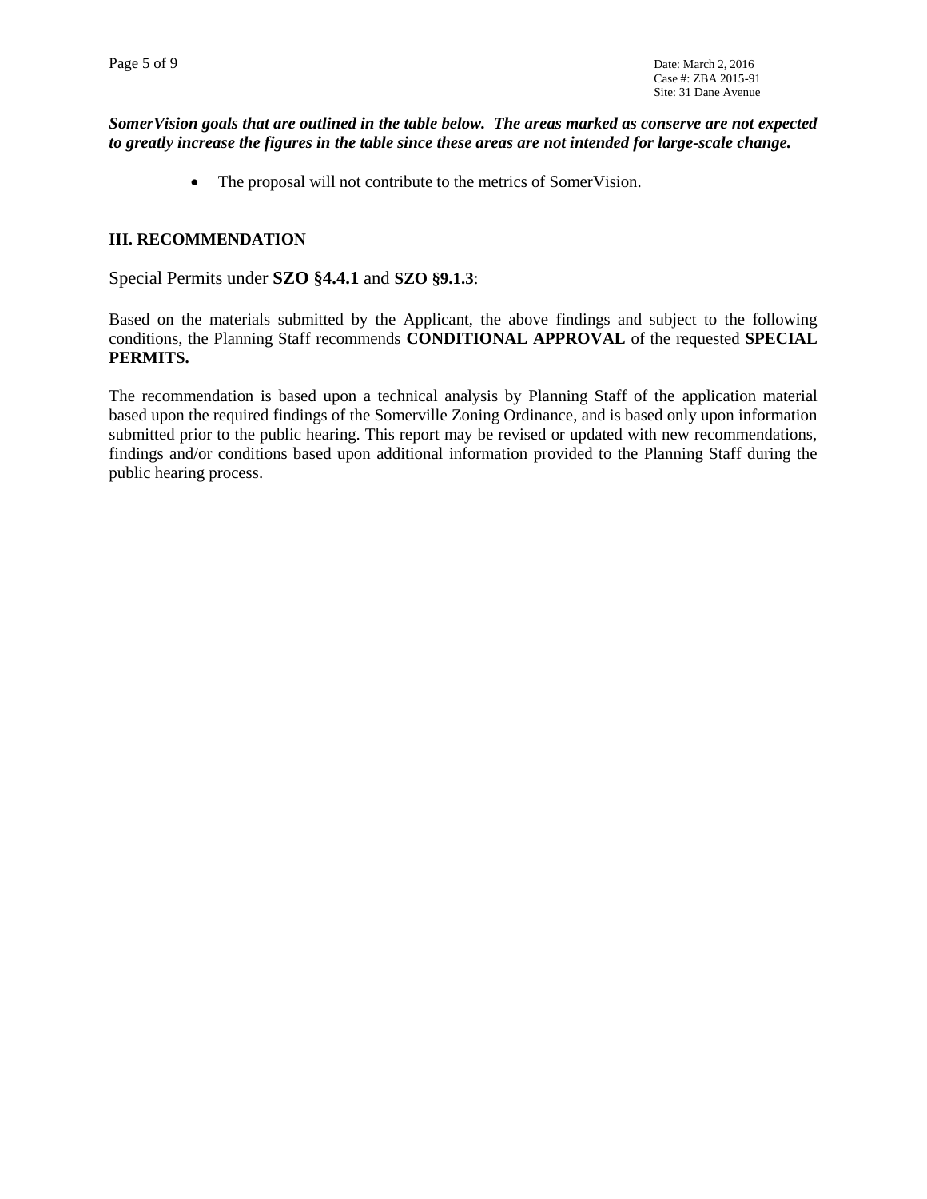***SomerVision goals that are outlined in the table below. The areas marked as conserve are not expected to greatly increase the figures in the table since these areas are not intended for large-scale change.***

- The proposal will not contribute to the metrics of SomerVision.

## III. RECOMMENDATION

Special Permits under **SZO §4.4.1** and **SZO §9.1.3**:

Based on the materials submitted by the Applicant, the above findings and subject to the following conditions, the Planning Staff recommends **CONDITIONAL APPROVAL** of the requested **SPECIAL PERMITS.**

The recommendation is based upon a technical analysis by Planning Staff of the application material based upon the required findings of the Somerville Zoning Ordinance, and is based only upon information submitted prior to the public hearing. This report may be revised or updated with new recommendations, findings and/or conditions based upon additional information provided to the Planning Staff during the public hearing process.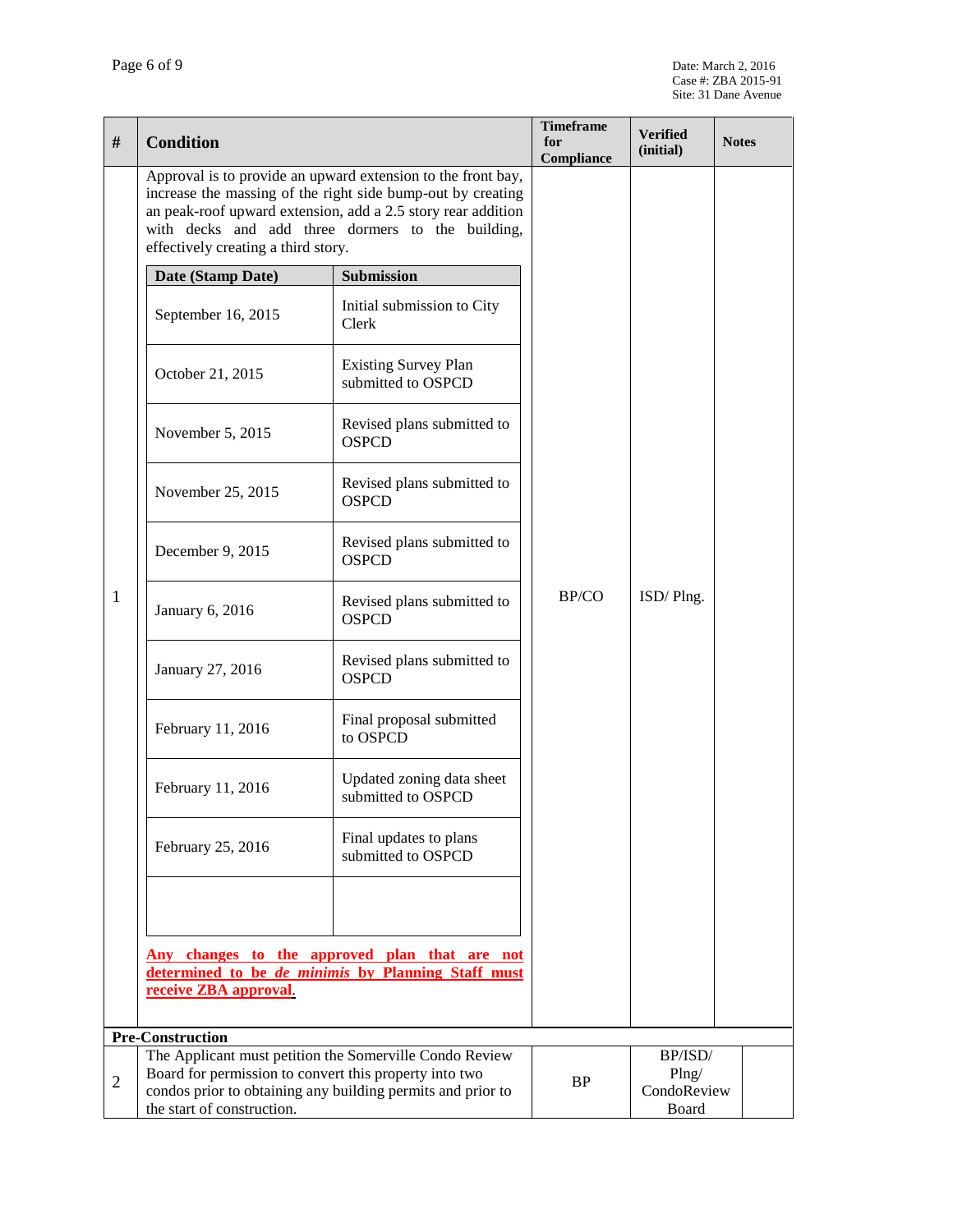| # | Condition | Timeframe for Compliance | Verified (initial) | Notes |
|---|---|---|---|---|
| 1 | Approval is to provide an upward extension to the front bay, increase the massing of the right side bump-out by creating an peak-roof upward extension, add a 2.5 story rear addition with decks and add three dormers to the building, effectively creating a third story.<br><br>**Date (Stamp Date)** — **Submission**<br>September 16, 2015 — Initial submission to City Clerk<br>October 21, 2015 — Existing Survey Plan submitted to OSPCD<br>November 5, 2015 — Revised plans submitted to OSPCD<br>November 25, 2015 — Revised plans submitted to OSPCD<br>December 9, 2015 — Revised plans submitted to OSPCD<br>January 6, 2016 — Revised plans submitted to OSPCD<br>January 27, 2016 — Revised plans submitted to OSPCD<br>February 11, 2016 — Final proposal submitted to OSPCD<br>February 11, 2016 — Updated zoning data sheet submitted to OSPCD<br>February 25, 2016 — Final updates to plans submitted to OSPCD<br><br>**Any changes to the approved plan that are not determined to be *de minimis* by Planning Staff must receive ZBA approval**. | BP/CO | ISD/ Plng. | |
| **Pre-Construction** | | | | |
| 2 | The Applicant must petition the Somerville Condo Review Board for permission to convert this property into two condos prior to obtaining any building permits and prior to the start of construction. | BP | BP/ISD/ Plng/ CondoReview Board | |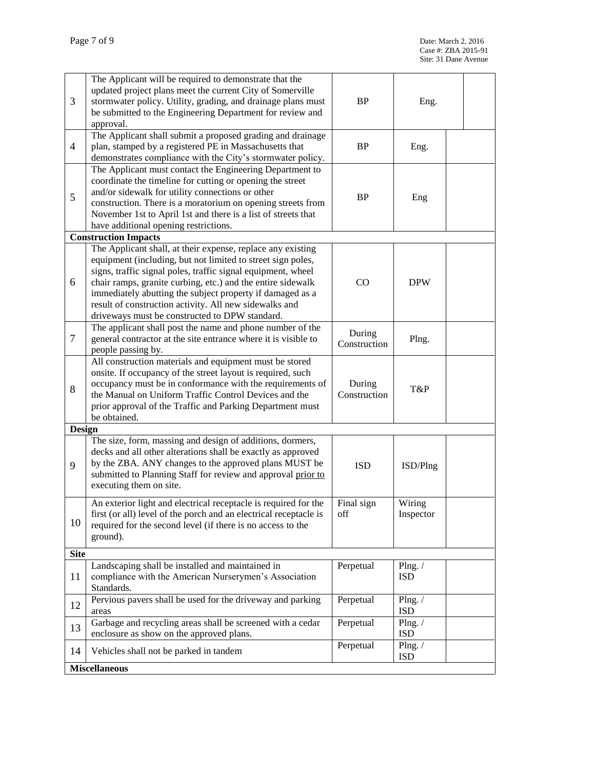| | | | | |
|---|---|---|---|---|
| 3 | The Applicant will be required to demonstrate that the updated project plans meet the current City of Somerville stormwater policy. Utility, grading, and drainage plans must be submitted to the Engineering Department for review and approval. | BP | Eng. | |
| 4 | The Applicant shall submit a proposed grading and drainage plan, stamped by a registered PE in Massachusetts that demonstrates compliance with the City's stormwater policy. | BP | Eng. | |
| 5 | The Applicant must contact the Engineering Department to coordinate the timeline for cutting or opening the street and/or sidewalk for utility connections or other construction. There is a moratorium on opening streets from November 1st to April 1st and there is a list of streets that have additional opening restrictions. | BP | Eng | |
| **Construction Impacts** | | | | |
| 6 | The Applicant shall, at their expense, replace any existing equipment (including, but not limited to street sign poles, signs, traffic signal poles, traffic signal equipment, wheel chair ramps, granite curbing, etc.) and the entire sidewalk immediately abutting the subject property if damaged as a result of construction activity. All new sidewalks and driveways must be constructed to DPW standard. | CO | DPW | |
| 7 | The applicant shall post the name and phone number of the general contractor at the site entrance where it is visible to people passing by. | During Construction | Plng. | |
| 8 | All construction materials and equipment must be stored onsite. If occupancy of the street layout is required, such occupancy must be in conformance with the requirements of the Manual on Uniform Traffic Control Devices and the prior approval of the Traffic and Parking Department must be obtained. | During Construction | T&P | |
| **Design** | | | | |
| 9 | The size, form, massing and design of additions, dormers, decks and all other alterations shall be exactly as approved by the ZBA. ANY changes to the approved plans MUST be submitted to Planning Staff for review and approval prior to executing them on site. | ISD | ISD/Plng | |
| 10 | An exterior light and electrical receptacle is required for the first (or all) level of the porch and an electrical receptacle is required for the second level (if there is no access to the ground). | Final sign off | Wiring Inspector | |
| **Site** | | | | |
| 11 | Landscaping shall be installed and maintained in compliance with the American Nurserymen's Association Standards. | Perpetual | Plng. / ISD | |
| 12 | Pervious pavers shall be used for the driveway and parking areas | Perpetual | Plng. / ISD | |
| 13 | Garbage and recycling areas shall be screened with a cedar enclosure as show on the approved plans. | Perpetual | Plng. / ISD | |
| 14 | Vehicles shall not be parked in tandem | Perpetual | Plng. / ISD | |
| **Miscellaneous** | | | | |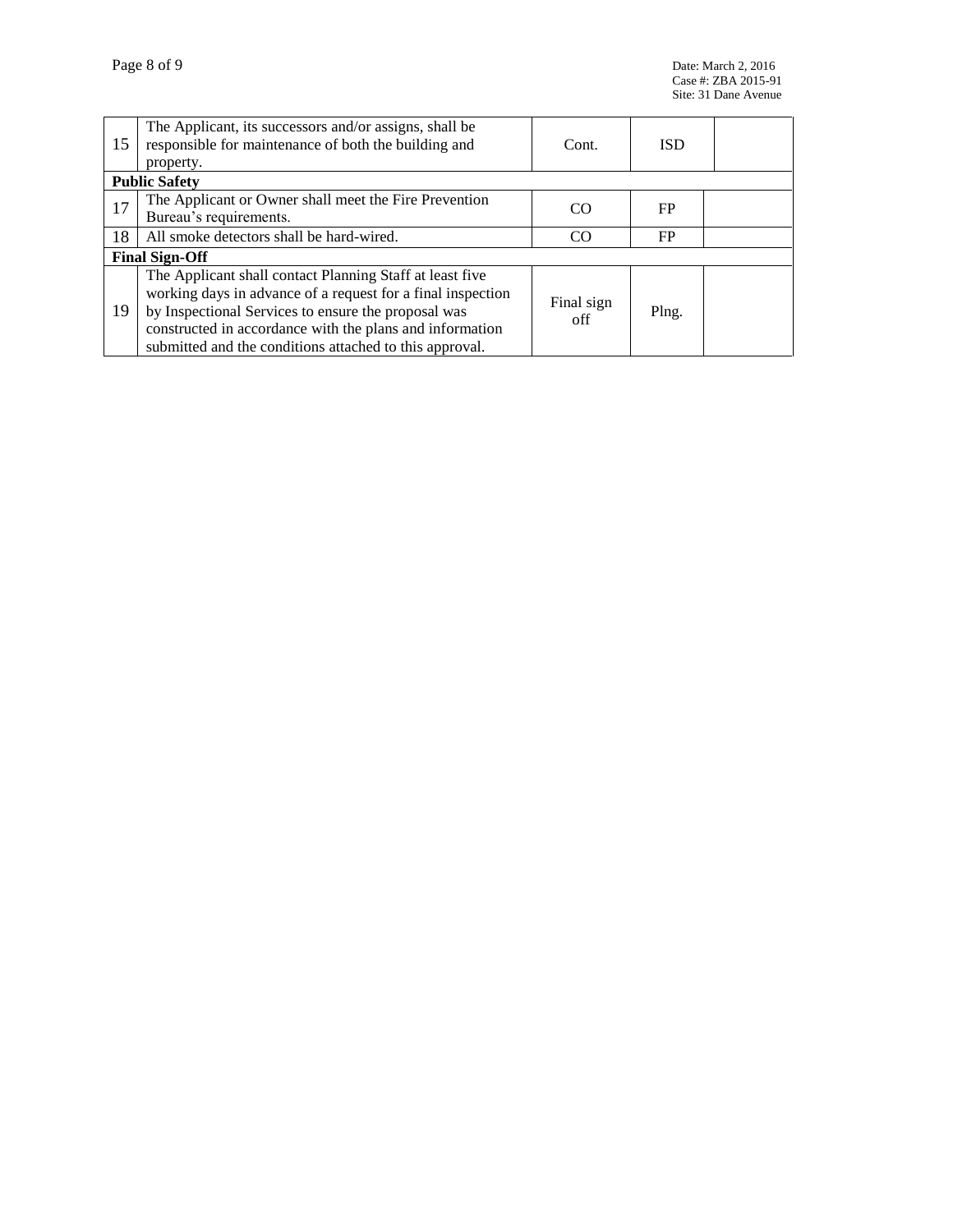| 15 | The Applicant, its successors and/or assigns, shall be responsible for maintenance of both the building and property. | Cont. | ISD | |
|---|---|---|---|---|
| **Public Safety** | | | | |
| 17 | The Applicant or Owner shall meet the Fire Prevention Bureau's requirements. | CO | FP | |
| 18 | All smoke detectors shall be hard-wired. | CO | FP | |
| **Final Sign-Off** | | | | |
| 19 | The Applicant shall contact Planning Staff at least five working days in advance of a request for a final inspection by Inspectional Services to ensure the proposal was constructed in accordance with the plans and information submitted and the conditions attached to this approval. | Final sign off | Plng. | |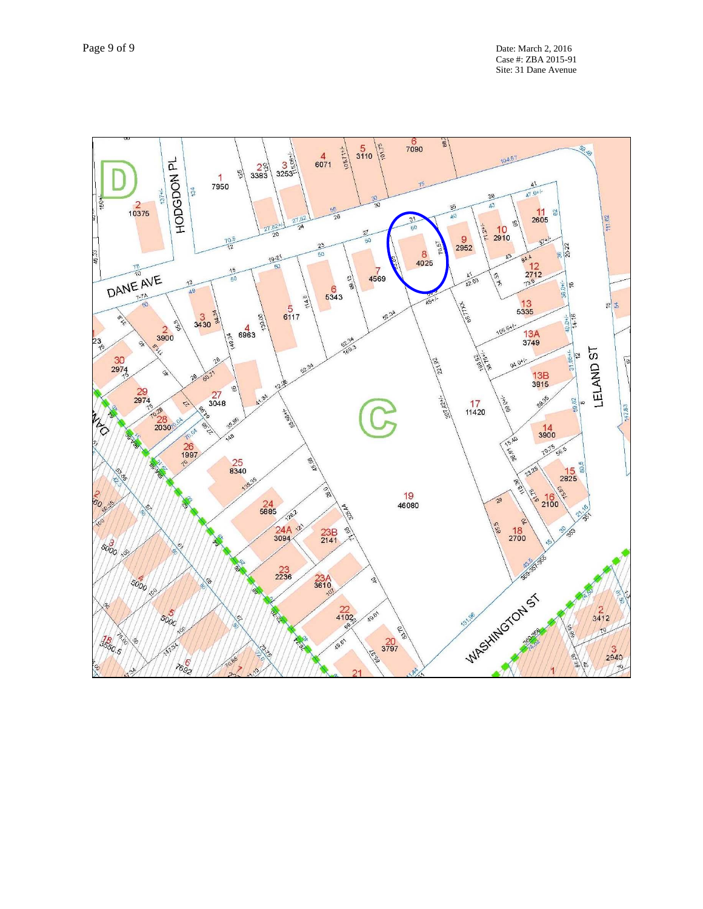D

C

DANE AVE

HODGDON PL

LELAND ST

WASHINGTON ST